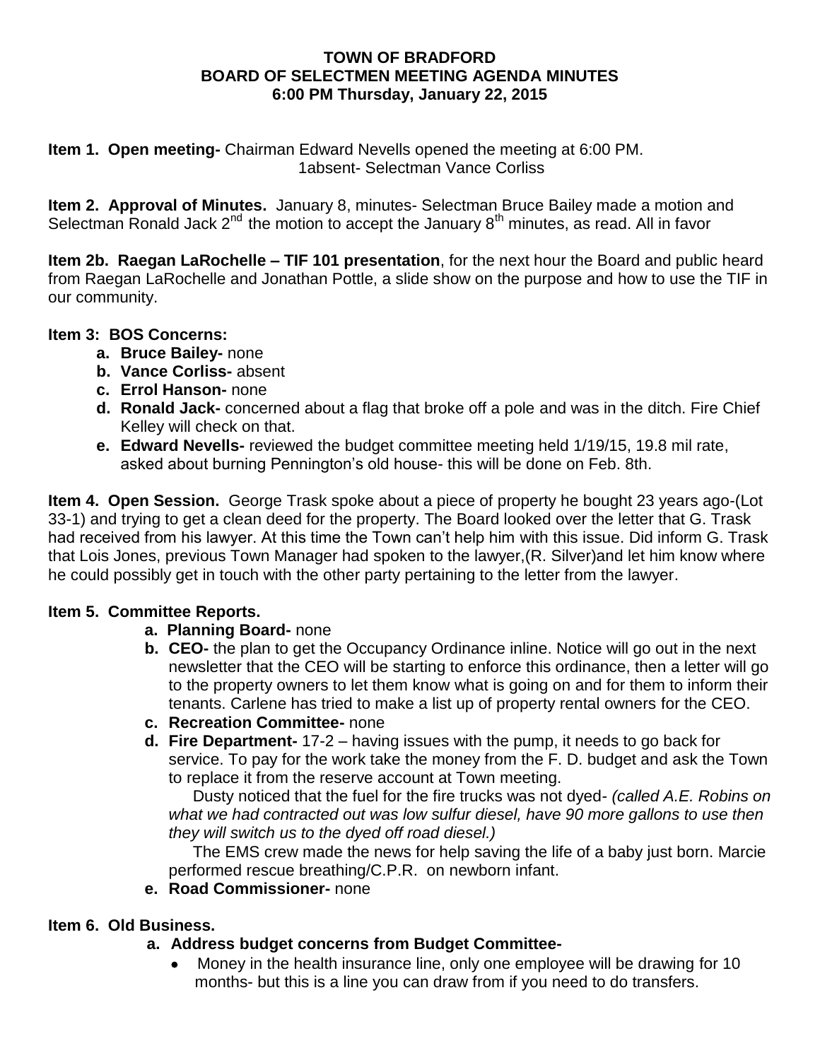# TOWN OF BRADFORD
## BOARD OF SELECTMEN MEETING AGENDA MINUTES
### 6:00 PM Thursday, January 22, 2015

**Item 1. Open meeting-** Chairman Edward Nevells opened the meeting at 6:00 PM. 1absent- Selectman Vance Corliss

**Item 2. Approval of Minutes.** January 8, minutes- Selectman Bruce Bailey made a motion and Selectman Ronald Jack 2nd the motion to accept the January 8th minutes, as read. All in favor

**Item 2b. Raegan LaRochelle – TIF 101 presentation**, for the next hour the Board and public heard from Raegan LaRochelle and Jonathan Pottle, a slide show on the purpose and how to use the TIF in our community.

**Item 3: BOS Concerns:**

- **a. Bruce Bailey-** none
- **b. Vance Corliss-** absent
- **c. Errol Hanson-** none
- **d. Ronald Jack-** concerned about a flag that broke off a pole and was in the ditch. Fire Chief Kelley will check on that.
- **e. Edward Nevells-** reviewed the budget committee meeting held 1/19/15, 19.8 mil rate, asked about burning Pennington's old house- this will be done on Feb. 8th.

**Item 4. Open Session.** George Trask spoke about a piece of property he bought 23 years ago-(Lot 33-1) and trying to get a clean deed for the property. The Board looked over the letter that G. Trask had received from his lawyer. At this time the Town can't help him with this issue. Did inform G. Trask that Lois Jones, previous Town Manager had spoken to the lawyer,(R. Silver)and let him know where he could possibly get in touch with the other party pertaining to the letter from the lawyer.

**Item 5. Committee Reports.**

- **a. Planning Board-** none
- **b. CEO-** the plan to get the Occupancy Ordinance inline. Notice will go out in the next newsletter that the CEO will be starting to enforce this ordinance, then a letter will go to the property owners to let them know what is going on and for them to inform their tenants. Carlene has tried to make a list up of property rental owners for the CEO.
- **c. Recreation Committee-** none
- **d. Fire Department-** 17-2 – having issues with the pump, it needs to go back for service. To pay for the work take the money from the F. D. budget and ask the Town to replace it from the reserve account at Town meeting.

  Dusty noticed that the fuel for the fire trucks was not dyed- *(called A.E. Robins on what we had contracted out was low sulfur diesel, have 90 more gallons to use then they will switch us to the dyed off road diesel.)*

  The EMS crew made the news for help saving the life of a baby just born. Marcie performed rescue breathing/C.P.R. on newborn infant.
- **e. Road Commissioner-** none

**Item 6. Old Business.**

- **a. Address budget concerns from Budget Committee-**
  - Money in the health insurance line, only one employee will be drawing for 10 months- but this is a line you can draw from if you need to do transfers.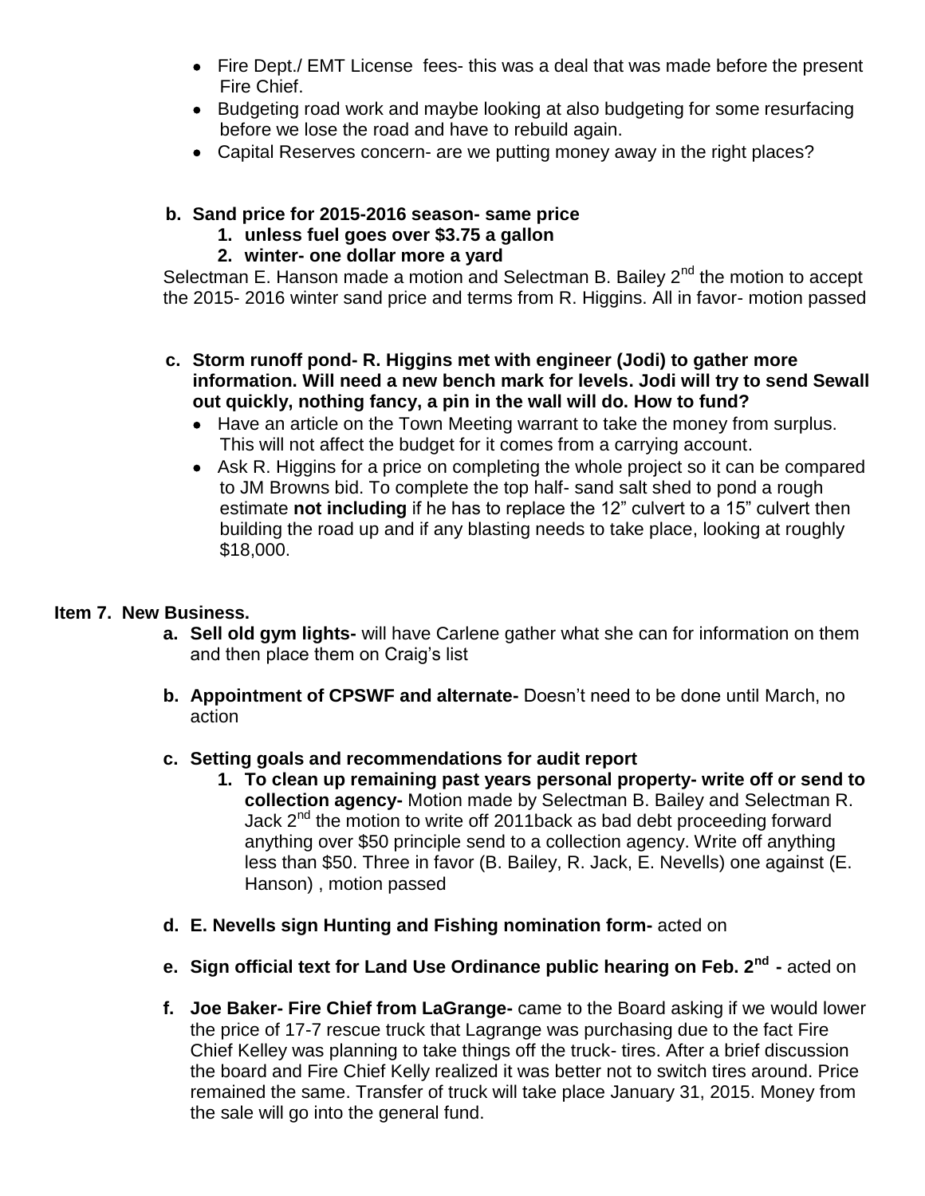- Fire Dept./ EMT License fees- this was a deal that was made before the present Fire Chief.
- Budgeting road work and maybe looking at also budgeting for some resurfacing before we lose the road and have to rebuild again.
- Capital Reserves concern- are we putting money away in the right places?

**b. Sand price for 2015-2016 season- same price**

1. **unless fuel goes over $3.75 a gallon**
2. **winter- one dollar more a yard**

Selectman E. Hanson made a motion and Selectman B. Bailey 2nd the motion to accept the 2015- 2016 winter sand price and terms from R. Higgins. All in favor- motion passed

**c. Storm runoff pond- R. Higgins met with engineer (Jodi) to gather more information. Will need a new bench mark for levels. Jodi will try to send Sewall out quickly, nothing fancy, a pin in the wall will do. How to fund?**

- Have an article on the Town Meeting warrant to take the money from surplus. This will not affect the budget for it comes from a carrying account.
- Ask R. Higgins for a price on completing the whole project so it can be compared to JM Browns bid. To complete the top half- sand salt shed to pond a rough estimate **not including** if he has to replace the 12" culvert to a 15" culvert then building the road up and if any blasting needs to take place, looking at roughly $18,000.

## Item 7. New Business.

**a. Sell old gym lights-** will have Carlene gather what she can for information on them and then place them on Craig's list

**b. Appointment of CPSWF and alternate-** Doesn't need to be done until March, no action

**c. Setting goals and recommendations for audit report**

1. **To clean up remaining past years personal property- write off or send to collection agency-** Motion made by Selectman B. Bailey and Selectman R. Jack 2nd the motion to write off 2011back as bad debt proceeding forward anything over $50 principle send to a collection agency. Write off anything less than $50. Three in favor (B. Bailey, R. Jack, E. Nevells) one against (E. Hanson) , motion passed

**d. E. Nevells sign Hunting and Fishing nomination form-** acted on

**e. Sign official text for Land Use Ordinance public hearing on Feb. 2nd -** acted on

**f. Joe Baker- Fire Chief from LaGrange-** came to the Board asking if we would lower the price of 17-7 rescue truck that Lagrange was purchasing due to the fact Fire Chief Kelley was planning to take things off the truck- tires. After a brief discussion the board and Fire Chief Kelly realized it was better not to switch tires around. Price remained the same. Transfer of truck will take place January 31, 2015. Money from the sale will go into the general fund.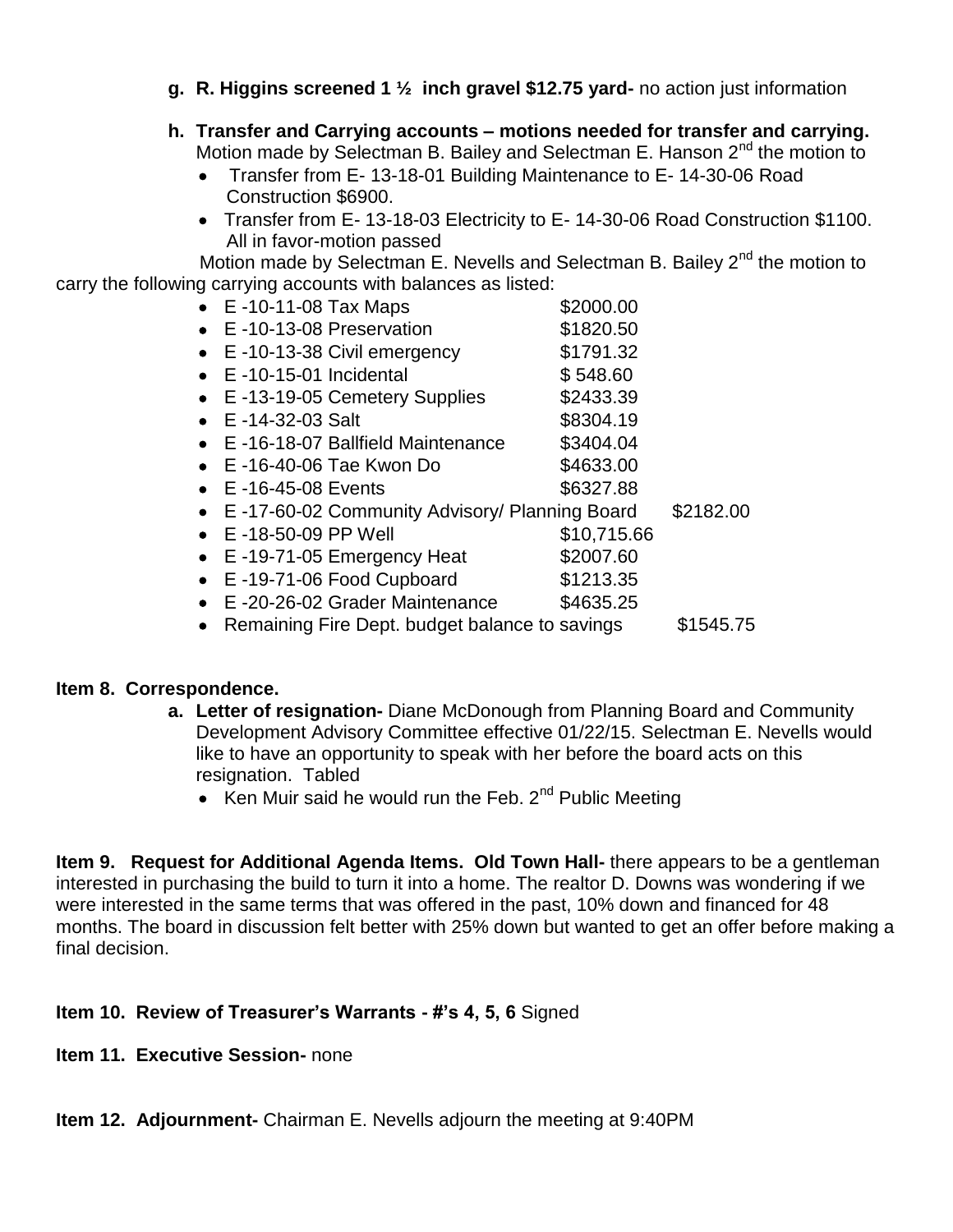g. **R. Higgins screened 1 ½ inch gravel $12.75 yard-** no action just information

h. **Transfer and Carrying accounts – motions needed for transfer and carrying.** Motion made by Selectman B. Bailey and Selectman E. Hanson 2nd the motion to

- Transfer from E- 13-18-01 Building Maintenance to E- 14-30-06 Road Construction $6900.
- Transfer from E- 13-18-03 Electricity to E- 14-30-06 Road Construction $1100. All in favor-motion passed

Motion made by Selectman E. Nevells and Selectman B. Bailey 2nd the motion to carry the following carrying accounts with balances as listed:

- E -10-11-08 Tax Maps $2000.00
- E -10-13-08 Preservation $1820.50
- E -10-13-38 Civil emergency $1791.32
- E -10-15-01 Incidental $ 548.60
- E -13-19-05 Cemetery Supplies $2433.39
- E -14-32-03 Salt $8304.19
- E -16-18-07 Ballfield Maintenance $3404.04
- E -16-40-06 Tae Kwon Do $4633.00
- E -16-45-08 Events $6327.88
- E -17-60-02 Community Advisory/ Planning Board $2182.00
- E -18-50-09 PP Well $10,715.66
- E -19-71-05 Emergency Heat $2007.60
- E -19-71-06 Food Cupboard $1213.35
- E -20-26-02 Grader Maintenance $4635.25
- Remaining Fire Dept. budget balance to savings $1545.75

**Item 8. Correspondence.**

a. **Letter of resignation-** Diane McDonough from Planning Board and Community Development Advisory Committee effective 01/22/15. Selectman E. Nevells would like to have an opportunity to speak with her before the board acts on this resignation. Tabled

- Ken Muir said he would run the Feb. 2nd Public Meeting

**Item 9. Request for Additional Agenda Items. Old Town Hall-** there appears to be a gentleman interested in purchasing the build to turn it into a home. The realtor D. Downs was wondering if we were interested in the same terms that was offered in the past, 10% down and financed for 48 months. The board in discussion felt better with 25% down but wanted to get an offer before making a final decision.

**Item 10. Review of Treasurer's Warrants - #'s 4, 5, 6** Signed

**Item 11. Executive Session-** none

**Item 12. Adjournment-** Chairman E. Nevells adjourn the meeting at 9:40PM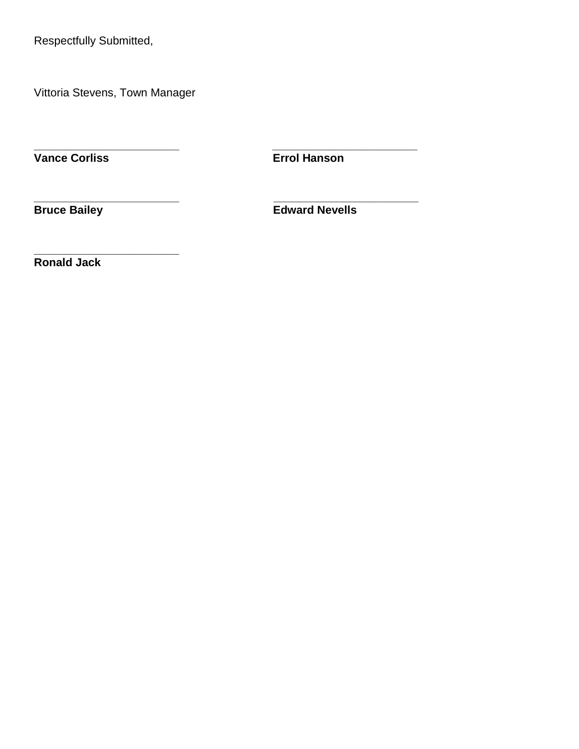Respectfully Submitted,

Vittoria Stevens, Town Manager

| | |
|---|---|
| ________________________ | ________________________ |
| **Vance Corliss** | **Errol Hanson** |
| ________________________ | ________________________ |
| **Bruce Bailey** | **Edward Nevells** |
| ________________________ | |
| **Ronald Jack** | |